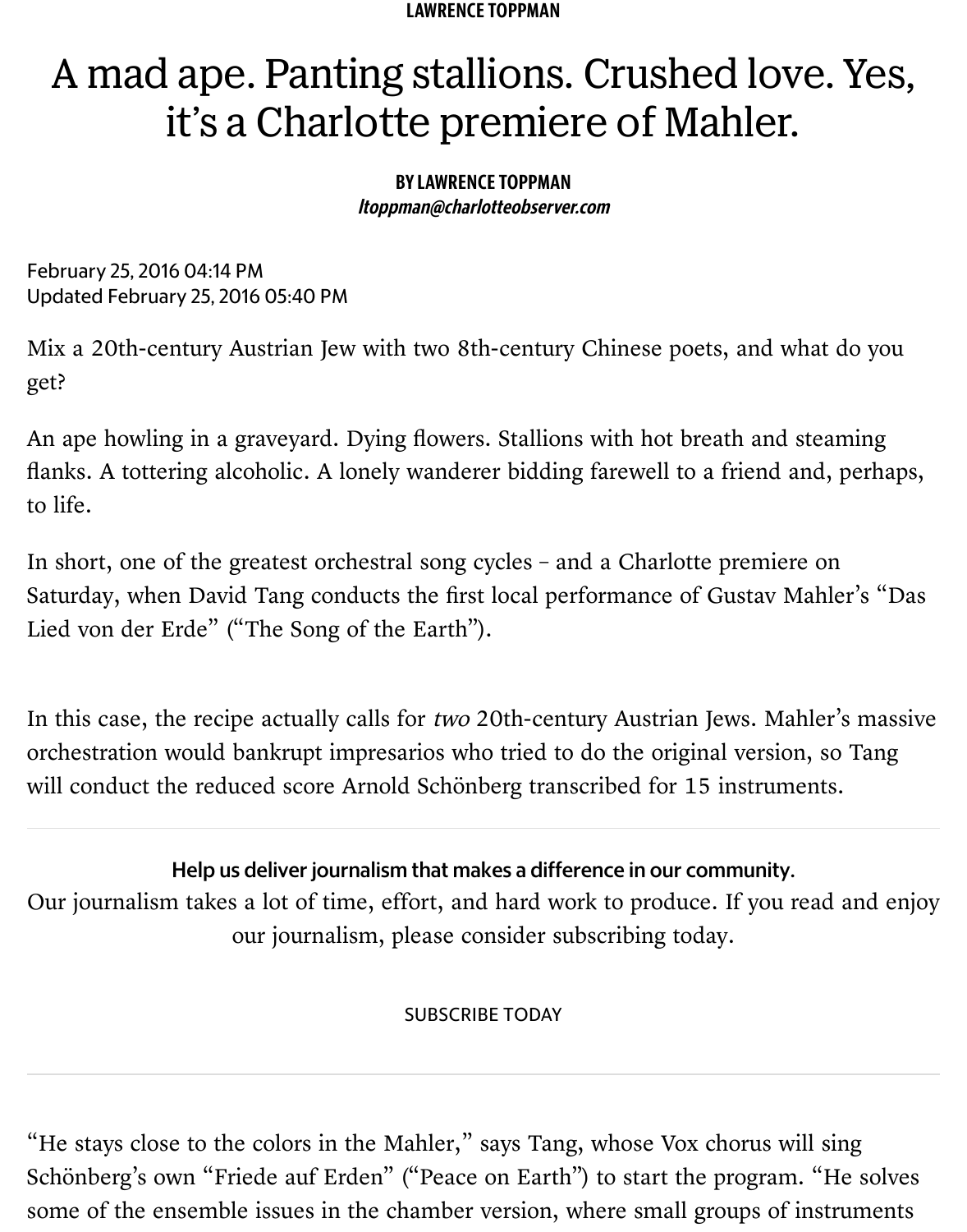LAWRENCE TOPPMAN

# A mad ape. Panting stallions. Crushed love. Yes, it's a Charlotte premiere of Mahler.

**BY LAWRENCE TOPPMAN**
*ltoppman@charlotteobserver.com*

February 25, 2016 04:14 PM
Updated February 25, 2016 05:40 PM

Mix a 20th-century Austrian Jew with two 8th-century Chinese poets, and what do you get?

An ape howling in a graveyard. Dying flowers. Stallions with hot breath and steaming flanks. A tottering alcoholic. A lonely wanderer bidding farewell to a friend and, perhaps, to life.

In short, one of the greatest orchestral song cycles – and a Charlotte premiere on Saturday, when David Tang conducts the first local performance of Gustav Mahler's "Das Lied von der Erde" ("The Song of the Earth").

In this case, the recipe actually calls for *two* 20th-century Austrian Jews. Mahler's massive orchestration would bankrupt impresarios who tried to do the original version, so Tang will conduct the reduced score Arnold Schönberg transcribed for 15 instruments.

**Help us deliver journalism that makes a difference in our community.**
Our journalism takes a lot of time, effort, and hard work to produce. If you read and enjoy our journalism, please consider subscribing today.

SUBSCRIBE TODAY

"He stays close to the colors in the Mahler," says Tang, whose Vox chorus will sing Schönberg's own "Friede auf Erden" ("Peace on Earth") to start the program. "He solves some of the ensemble issues in the chamber version, where small groups of instruments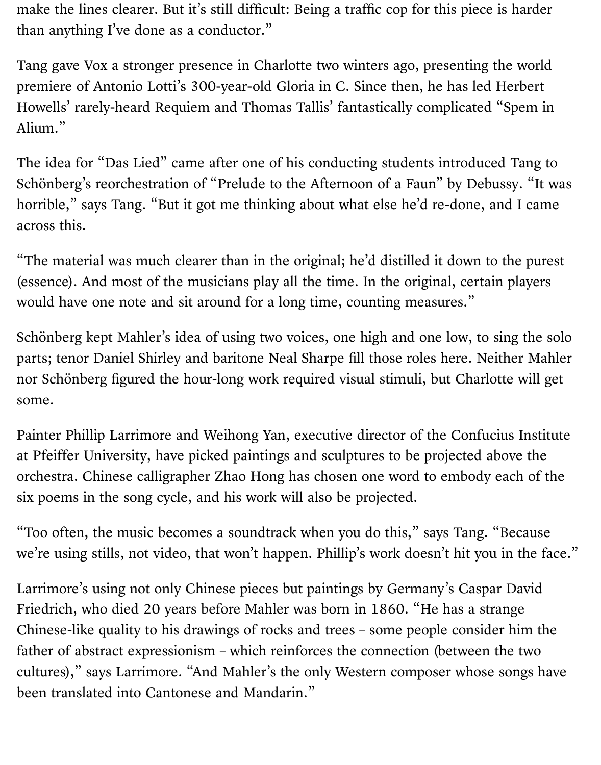make the lines clearer. But it's still difficult: Being a traffic cop for this piece is harder than anything I've done as a conductor."

Tang gave Vox a stronger presence in Charlotte two winters ago, presenting the world premiere of Antonio Lotti's 300-year-old Gloria in C. Since then, he has led Herbert Howells' rarely-heard Requiem and Thomas Tallis' fantastically complicated "Spem in Alium."

The idea for "Das Lied" came after one of his conducting students introduced Tang to Schönberg's reorchestration of "Prelude to the Afternoon of a Faun" by Debussy. "It was horrible," says Tang. "But it got me thinking about what else he'd re-done, and I came across this.

"The material was much clearer than in the original; he'd distilled it down to the purest (essence). And most of the musicians play all the time. In the original, certain players would have one note and sit around for a long time, counting measures."

Schönberg kept Mahler's idea of using two voices, one high and one low, to sing the solo parts; tenor Daniel Shirley and baritone Neal Sharpe fill those roles here. Neither Mahler nor Schönberg figured the hour-long work required visual stimuli, but Charlotte will get some.

Painter Phillip Larrimore and Weihong Yan, executive director of the Confucius Institute at Pfeiffer University, have picked paintings and sculptures to be projected above the orchestra. Chinese calligrapher Zhao Hong has chosen one word to embody each of the six poems in the song cycle, and his work will also be projected.

"Too often, the music becomes a soundtrack when you do this," says Tang. "Because we're using stills, not video, that won't happen. Phillip's work doesn't hit you in the face."

Larrimore's using not only Chinese pieces but paintings by Germany's Caspar David Friedrich, who died 20 years before Mahler was born in 1860. "He has a strange Chinese-like quality to his drawings of rocks and trees – some people consider him the father of abstract expressionism – which reinforces the connection (between the two cultures)," says Larrimore. "And Mahler's the only Western composer whose songs have been translated into Cantonese and Mandarin."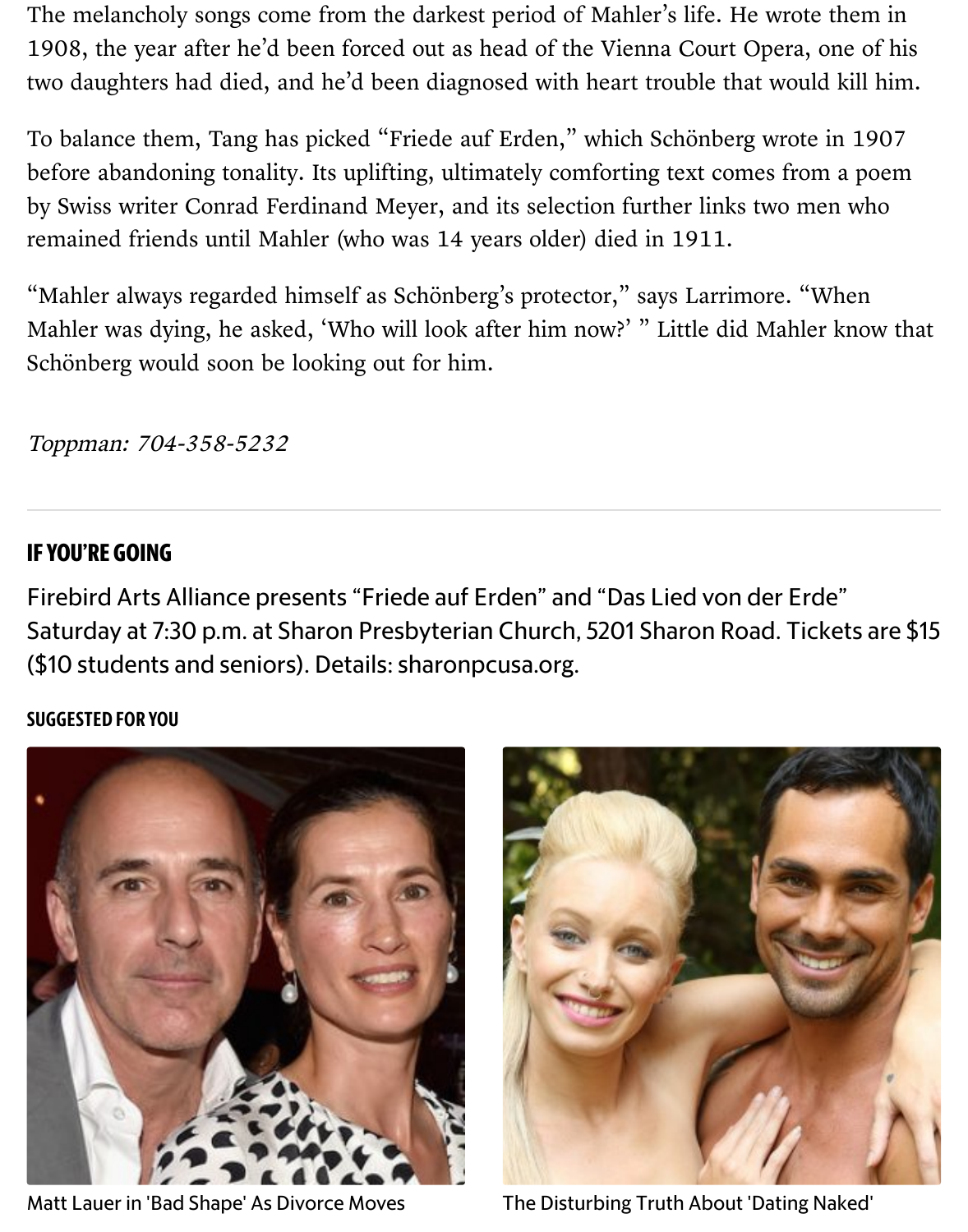The melancholy songs come from the darkest period of Mahler's life. He wrote them in 1908, the year after he'd been forced out as head of the Vienna Court Opera, one of his two daughters had died, and he'd been diagnosed with heart trouble that would kill him.

To balance them, Tang has picked "Friede auf Erden," which Schönberg wrote in 1907 before abandoning tonality. Its uplifting, ultimately comforting text comes from a poem by Swiss writer Conrad Ferdinand Meyer, and its selection further links two men who remained friends until Mahler (who was 14 years older) died in 1911.

"Mahler always regarded himself as Schönberg's protector," says Larrimore. "When Mahler was dying, he asked, 'Who will look after him now?' " Little did Mahler know that Schönberg would soon be looking out for him.

*Toppman: 704-358-5232*

---

## IF YOU'RE GOING

Firebird Arts Alliance presents "Friede auf Erden" and "Das Lied von der Erde" Saturday at 7:30 p.m. at Sharon Presbyterian Church, 5201 Sharon Road. Tickets are $15 ($10 students and seniors). Details: sharonpcusa.org.

### SUGGESTED FOR YOU

Matt Lauer in 'Bad Shape' As Divorce Moves

The Disturbing Truth About 'Dating Naked'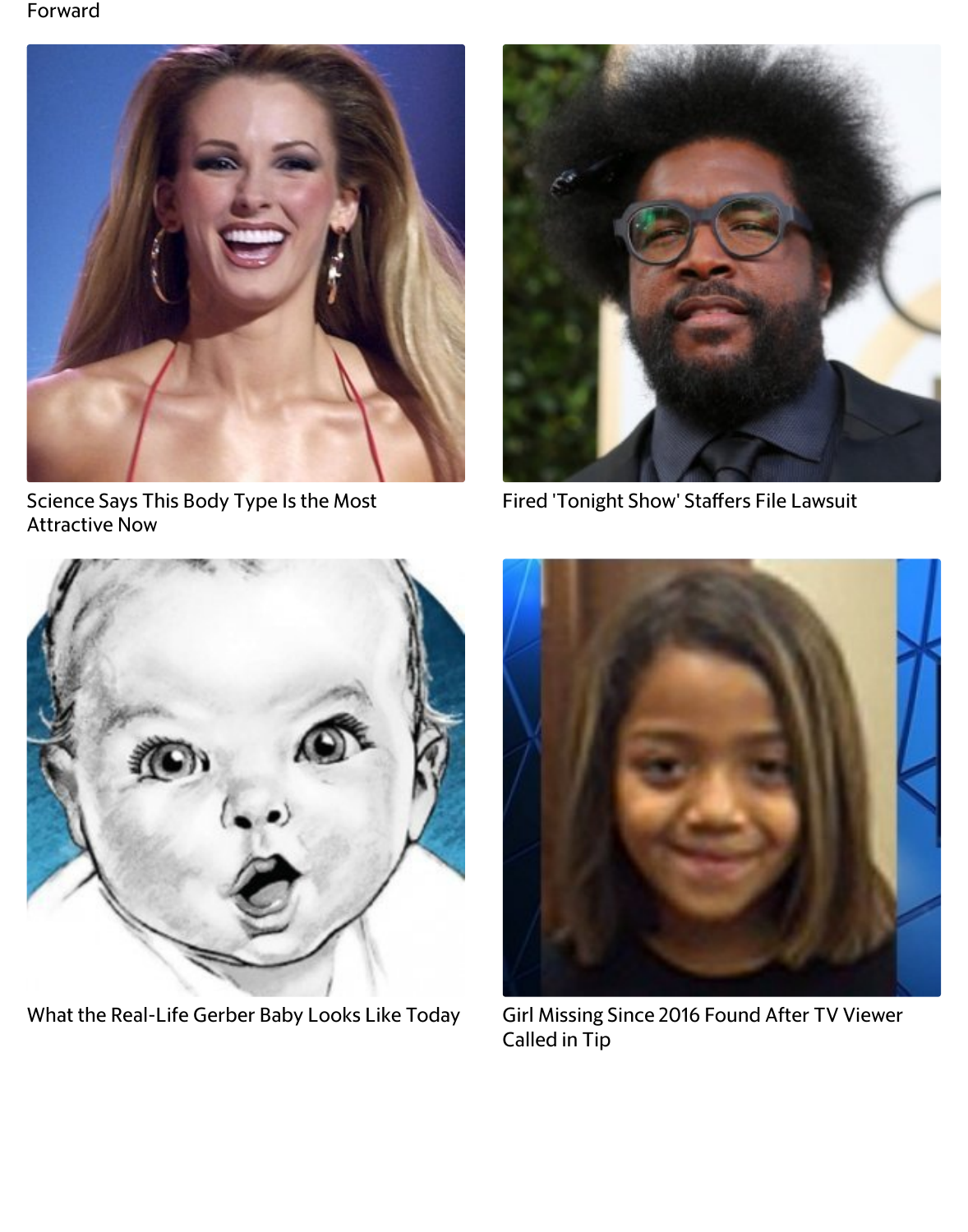Forward

Science Says This Body Type Is the Most Attractive Now

Fired 'Tonight Show' Staffers File Lawsuit

What the Real-Life Gerber Baby Looks Like Today

Girl Missing Since 2016 Found After TV Viewer Called in Tip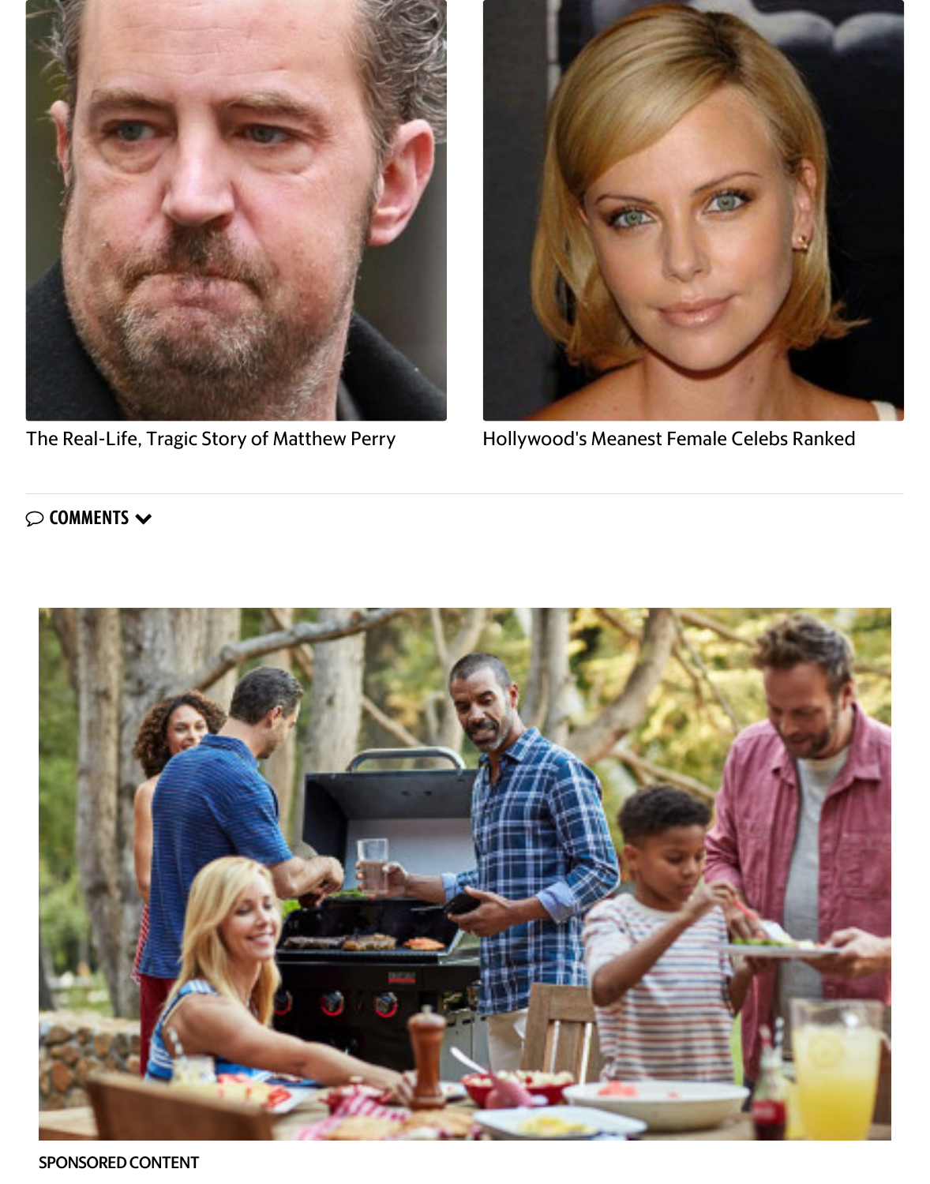The Real-Life, Tragic Story of Matthew Perry

Hollywood's Meanest Female Celebs Ranked

COMMENTS

SPONSORED CONTENT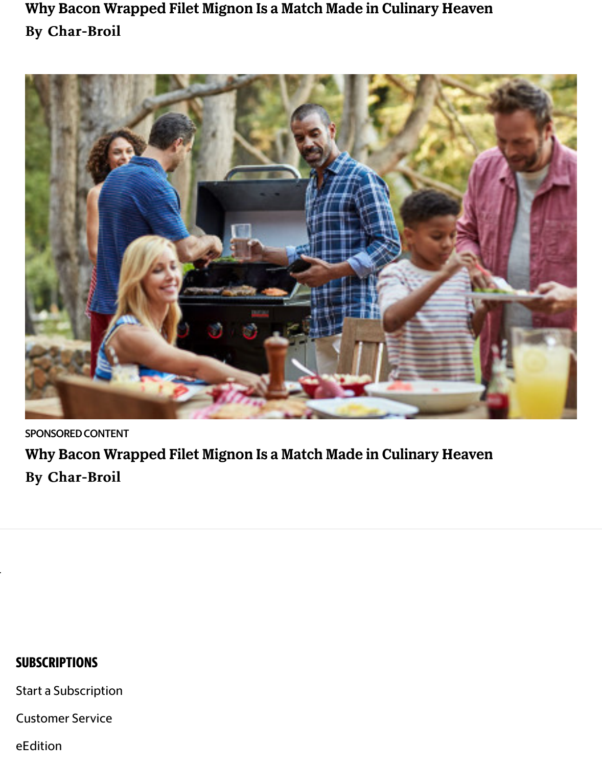Why Bacon Wrapped Filet Mignon Is a Match Made in Culinary Heaven

By Char-Broil

SPONSORED CONTENT

Why Bacon Wrapped Filet Mignon Is a Match Made in Culinary Heaven

By Char-Broil

## SUBSCRIPTIONS

Start a Subscription

Customer Service

eEdition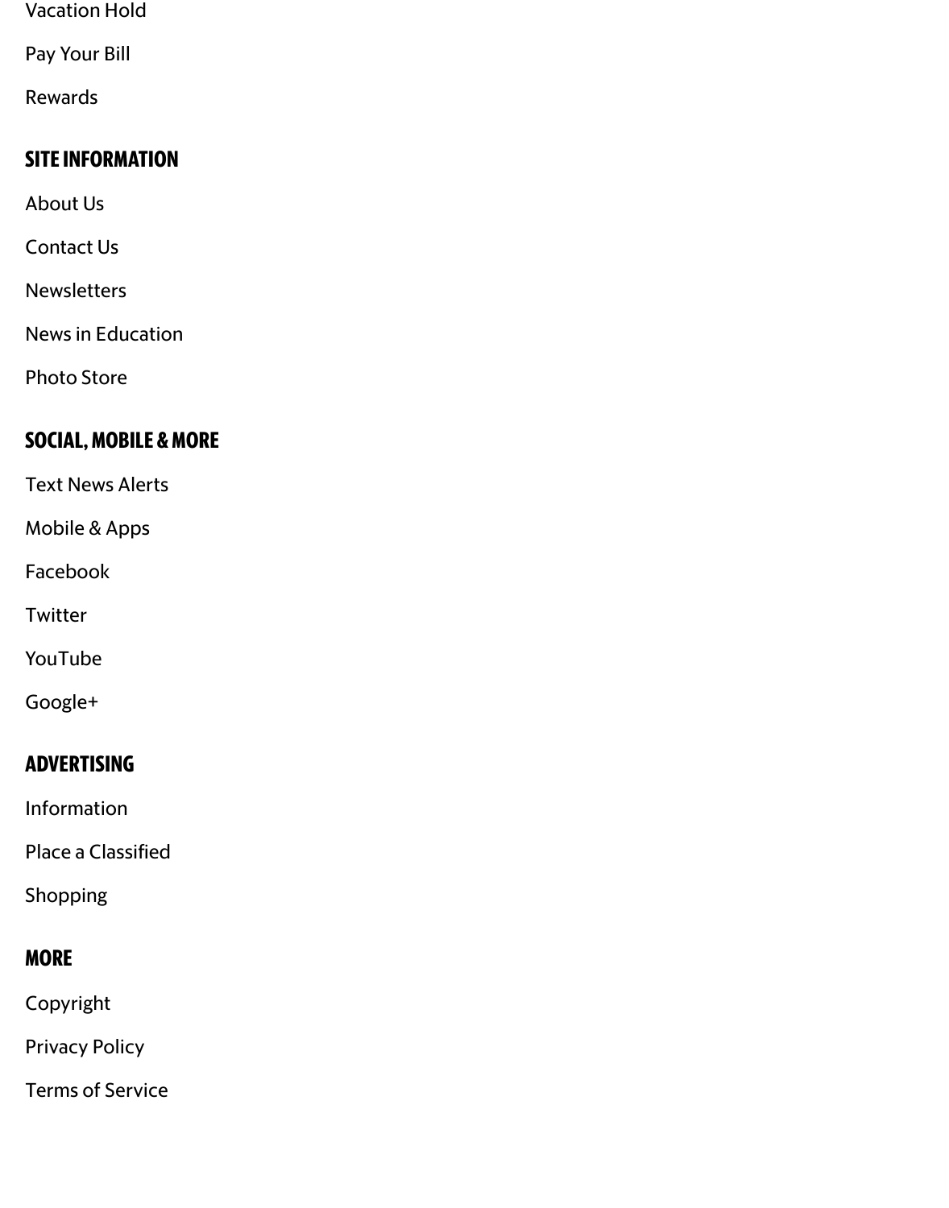Vacation Hold

Pay Your Bill

Rewards

## SITE INFORMATION

About Us

Contact Us

Newsletters

News in Education

Photo Store

## SOCIAL, MOBILE & MORE

Text News Alerts

Mobile & Apps

Facebook

Twitter

YouTube

Google+

## ADVERTISING

Information

Place a Classified

Shopping

## MORE

Copyright

Privacy Policy

Terms of Service